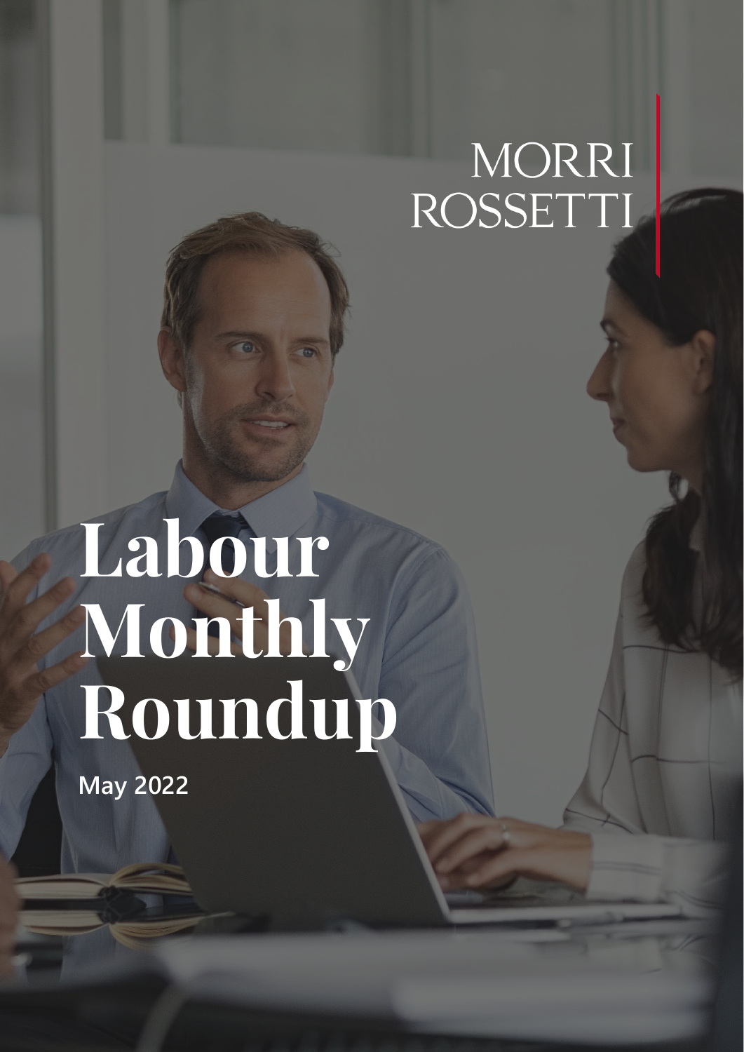MORRI ROSSETTI

# Labour Monthly Roundup

**May 2022**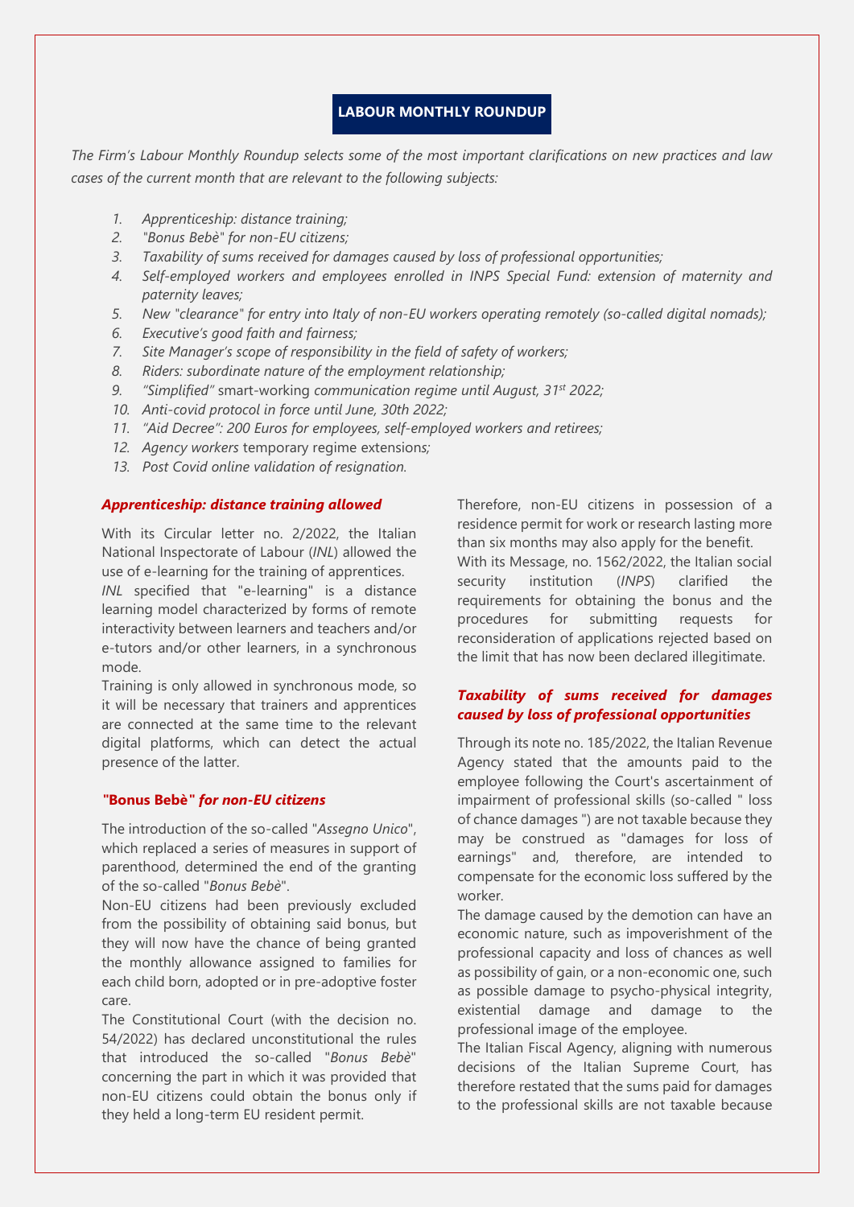# LABOUR MONTHLY ROUNDUP

*The Firm's Labour Monthly Roundup selects some of the most important clarifications on new practices and law cases of the current month that are relevant to the following subjects:*

1. *Apprenticeship: distance training;*
2. *"Bonus Bebè" for non-EU citizens;*
3. *Taxability of sums received for damages caused by loss of professional opportunities;*
4. *Self-employed workers and employees enrolled in INPS Special Fund: extension of maternity and paternity leaves;*
5. *New "clearance" for entry into Italy of non-EU workers operating remotely (so-called digital nomads);*
6. *Executive's good faith and fairness;*
7. *Site Manager's scope of responsibility in the field of safety of workers;*
8. *Riders: subordinate nature of the employment relationship;*
9. *"Simplified"* smart-working *communication regime until August, 31st 2022;*
10. *Anti-covid protocol in force until June, 30th 2022;*
11. *"Aid Decree": 200 Euros for employees, self-employed workers and retirees;*
12. *Agency workers* temporary regime extension*s;*
13. *Post Covid online validation of resignation.*

### *Apprenticeship: distance training allowed*

With its Circular letter no. 2/2022, the Italian National Inspectorate of Labour (*INL*) allowed the use of e-learning for the training of apprentices.

*INL* specified that "e-learning" is a distance learning model characterized by forms of remote interactivity between learners and teachers and/or e-tutors and/or other learners, in a synchronous mode.

Training is only allowed in synchronous mode, so it will be necessary that trainers and apprentices are connected at the same time to the relevant digital platforms, which can detect the actual presence of the latter.

### **"Bonus Bebè"** *for non-EU citizens*

The introduction of the so-called "*Assegno Unico*", which replaced a series of measures in support of parenthood, determined the end of the granting of the so-called "*Bonus Bebè*".

Non-EU citizens had been previously excluded from the possibility of obtaining said bonus, but they will now have the chance of being granted the monthly allowance assigned to families for each child born, adopted or in pre-adoptive foster care.

The Constitutional Court (with the decision no. 54/2022) has declared unconstitutional the rules that introduced the so-called "*Bonus Bebè*" concerning the part in which it was provided that non-EU citizens could obtain the bonus only if they held a long-term EU resident permit.

Therefore, non-EU citizens in possession of a residence permit for work or research lasting more than six months may also apply for the benefit.

With its Message, no. 1562/2022, the Italian social security institution (*INPS*) clarified the requirements for obtaining the bonus and the procedures for submitting requests for reconsideration of applications rejected based on the limit that has now been declared illegitimate.

### *Taxability of sums received for damages caused by loss of professional opportunities*

Through its note no. 185/2022, the Italian Revenue Agency stated that the amounts paid to the employee following the Court's ascertainment of impairment of professional skills (so-called " loss of chance damages ") are not taxable because they may be construed as "damages for loss of earnings" and, therefore, are intended to compensate for the economic loss suffered by the worker.

The damage caused by the demotion can have an economic nature, such as impoverishment of the professional capacity and loss of chances as well as possibility of gain, or a non-economic one, such as possible damage to psycho-physical integrity, existential damage and damage to the professional image of the employee.

The Italian Fiscal Agency, aligning with numerous decisions of the Italian Supreme Court, has therefore restated that the sums paid for damages to the professional skills are not taxable because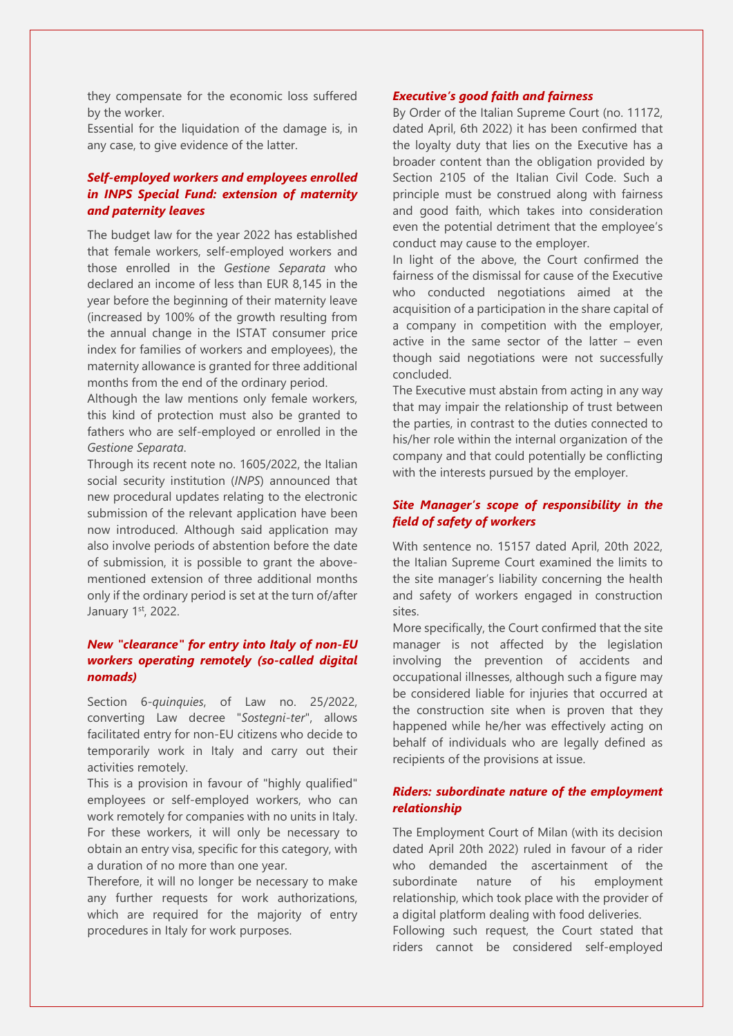they compensate for the economic loss suffered by the worker.

Essential for the liquidation of the damage is, in any case, to give evidence of the latter.

### *Self-employed workers and employees enrolled in INPS Special Fund: extension of maternity and paternity leaves*

The budget law for the year 2022 has established that female workers, self-employed workers and those enrolled in the *Gestione Separata* who declared an income of less than EUR 8,145 in the year before the beginning of their maternity leave (increased by 100% of the growth resulting from the annual change in the ISTAT consumer price index for families of workers and employees), the maternity allowance is granted for three additional months from the end of the ordinary period.

Although the law mentions only female workers, this kind of protection must also be granted to fathers who are self-employed or enrolled in the *Gestione Separata*.

Through its recent note no. 1605/2022, the Italian social security institution (*INPS*) announced that new procedural updates relating to the electronic submission of the relevant application have been now introduced. Although said application may also involve periods of abstention before the date of submission, it is possible to grant the above-mentioned extension of three additional months only if the ordinary period is set at the turn of/after January 1st, 2022.

### *New "clearance" for entry into Italy of non-EU workers operating remotely (so-called digital nomads)*

Section 6-*quinquies*, of Law no. 25/2022, converting Law decree "*Sostegni-ter*", allows facilitated entry for non-EU citizens who decide to temporarily work in Italy and carry out their activities remotely.

This is a provision in favour of "highly qualified" employees or self-employed workers, who can work remotely for companies with no units in Italy. For these workers, it will only be necessary to obtain an entry visa, specific for this category, with a duration of no more than one year.

Therefore, it will no longer be necessary to make any further requests for work authorizations, which are required for the majority of entry procedures in Italy for work purposes.

### *Executive's good faith and fairness*

By Order of the Italian Supreme Court (no. 11172, dated April, 6th 2022) it has been confirmed that the loyalty duty that lies on the Executive has a broader content than the obligation provided by Section 2105 of the Italian Civil Code. Such a principle must be construed along with fairness and good faith, which takes into consideration even the potential detriment that the employee's conduct may cause to the employer.

In light of the above, the Court confirmed the fairness of the dismissal for cause of the Executive who conducted negotiations aimed at the acquisition of a participation in the share capital of a company in competition with the employer, active in the same sector of the latter – even though said negotiations were not successfully concluded.

The Executive must abstain from acting in any way that may impair the relationship of trust between the parties, in contrast to the duties connected to his/her role within the internal organization of the company and that could potentially be conflicting with the interests pursued by the employer.

### *Site Manager's scope of responsibility in the field of safety of workers*

With sentence no. 15157 dated April, 20th 2022, the Italian Supreme Court examined the limits to the site manager's liability concerning the health and safety of workers engaged in construction sites.

More specifically, the Court confirmed that the site manager is not affected by the legislation involving the prevention of accidents and occupational illnesses, although such a figure may be considered liable for injuries that occurred at the construction site when is proven that they happened while he/her was effectively acting on behalf of individuals who are legally defined as recipients of the provisions at issue.

### *Riders: subordinate nature of the employment relationship*

The Employment Court of Milan (with its decision dated April 20th 2022) ruled in favour of a rider who demanded the ascertainment of the subordinate nature of his employment relationship, which took place with the provider of a digital platform dealing with food deliveries.

Following such request, the Court stated that riders cannot be considered self-employed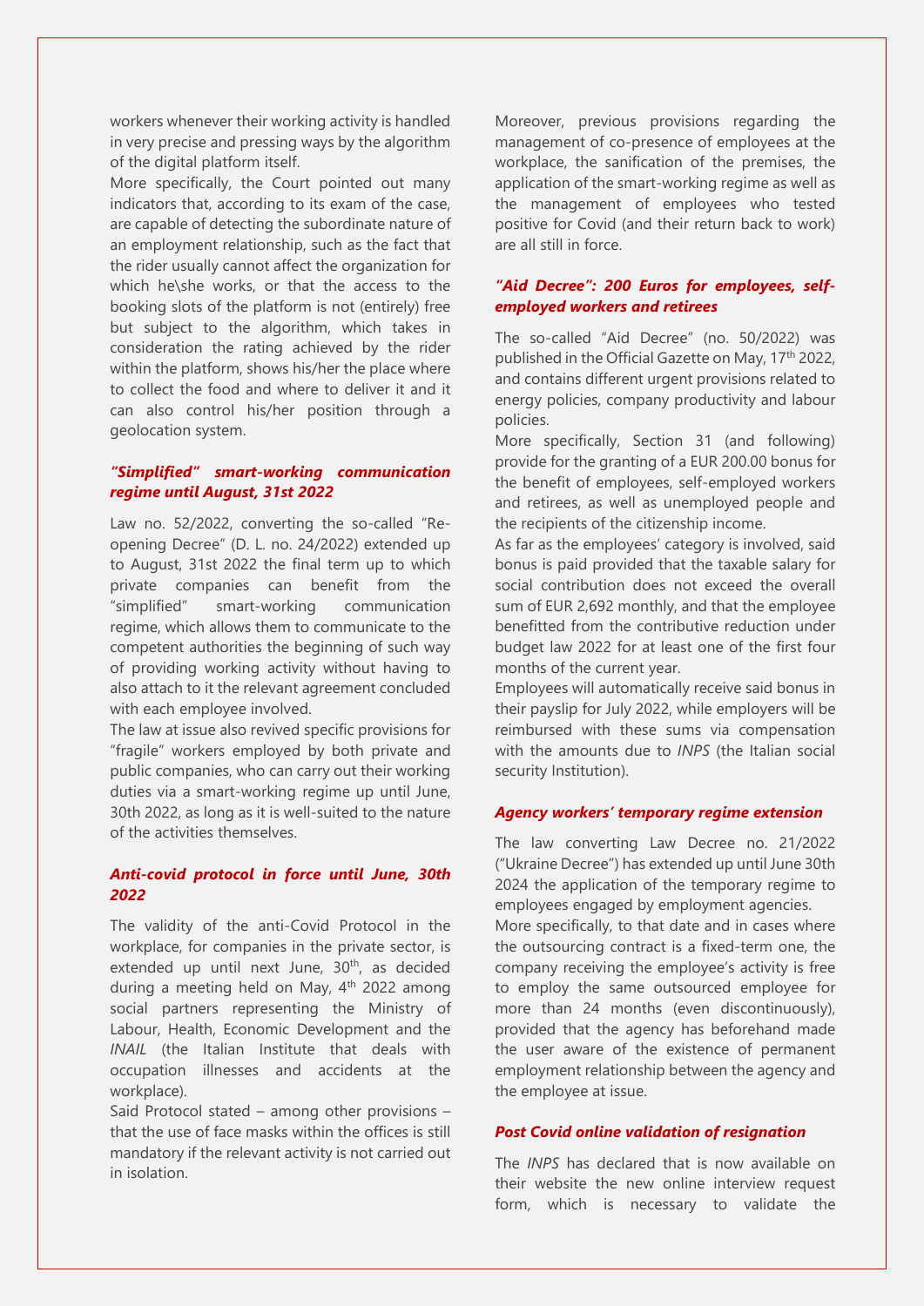workers whenever their working activity is handled in very precise and pressing ways by the algorithm of the digital platform itself.

More specifically, the Court pointed out many indicators that, according to its exam of the case, are capable of detecting the subordinate nature of an employment relationship, such as the fact that the rider usually cannot affect the organization for which he\she works, or that the access to the booking slots of the platform is not (entirely) free but subject to the algorithm, which takes in consideration the rating achieved by the rider within the platform, shows his/her the place where to collect the food and where to deliver it and it can also control his/her position through a geolocation system.

### *"Simplified" smart-working communication regime until August, 31st 2022*

Law no. 52/2022, converting the so-called "Re-opening Decree" (D. L. no. 24/2022) extended up to August, 31st 2022 the final term up to which private companies can benefit from the "simplified" smart-working communication regime, which allows them to communicate to the competent authorities the beginning of such way of providing working activity without having to also attach to it the relevant agreement concluded with each employee involved.

The law at issue also revived specific provisions for "fragile" workers employed by both private and public companies, who can carry out their working duties via a smart-working regime up until June, 30th 2022, as long as it is well-suited to the nature of the activities themselves.

### *Anti-covid protocol in force until June, 30th 2022*

The validity of the anti-Covid Protocol in the workplace, for companies in the private sector, is extended up until next June, 30th, as decided during a meeting held on May, 4th 2022 among social partners representing the Ministry of Labour, Health, Economic Development and the *INAIL* (the Italian Institute that deals with occupation illnesses and accidents at the workplace).

Said Protocol stated – among other provisions – that the use of face masks within the offices is still mandatory if the relevant activity is not carried out in isolation.

Moreover, previous provisions regarding the management of co-presence of employees at the workplace, the sanification of the premises, the application of the smart-working regime as well as the management of employees who tested positive for Covid (and their return back to work) are all still in force.

### *"Aid Decree": 200 Euros for employees, self-employed workers and retirees*

The so-called "Aid Decree" (no. 50/2022) was published in the Official Gazette on May, 17th 2022, and contains different urgent provisions related to energy policies, company productivity and labour policies.

More specifically, Section 31 (and following) provide for the granting of a EUR 200.00 bonus for the benefit of employees, self-employed workers and retirees, as well as unemployed people and the recipients of the citizenship income.

As far as the employees' category is involved, said bonus is paid provided that the taxable salary for social contribution does not exceed the overall sum of EUR 2,692 monthly, and that the employee benefitted from the contributive reduction under budget law 2022 for at least one of the first four months of the current year.

Employees will automatically receive said bonus in their payslip for July 2022, while employers will be reimbursed with these sums via compensation with the amounts due to *INPS* (the Italian social security Institution).

### *Agency workers' temporary regime extension*

The law converting Law Decree no. 21/2022 ("Ukraine Decree") has extended up until June 30th 2024 the application of the temporary regime to employees engaged by employment agencies.

More specifically, to that date and in cases where the outsourcing contract is a fixed-term one, the company receiving the employee's activity is free to employ the same outsourced employee for more than 24 months (even discontinuously), provided that the agency has beforehand made the user aware of the existence of permanent employment relationship between the agency and the employee at issue.

### *Post Covid online validation of resignation*

The *INPS* has declared that is now available on their website the new online interview request form, which is necessary to validate the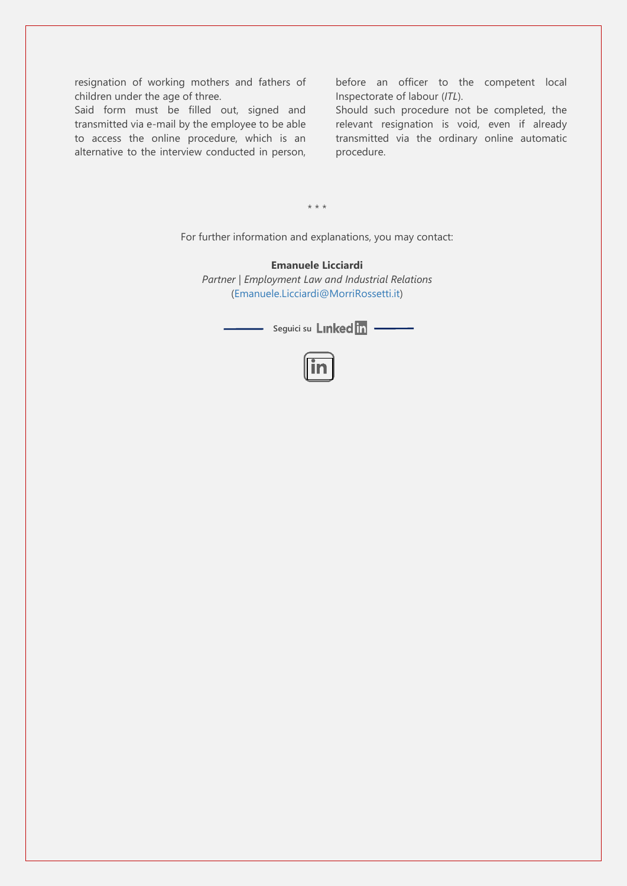resignation of working mothers and fathers of children under the age of three.
Said form must be filled out, signed and transmitted via e-mail by the employee to be able to access the online procedure, which is an alternative to the interview conducted in person, before an officer to the competent local Inspectorate of labour (*ITL*).
Should such procedure not be completed, the relevant resignation is void, even if already transmitted via the ordinary online automatic procedure.

\* \* \*

For further information and explanations, you may contact:

**Emanuele Licciardi**
*Partner | Employment Law and Industrial Relations*
(Emanuele.Licciardi@MorriRossetti.it)

Seguici su LinkedIn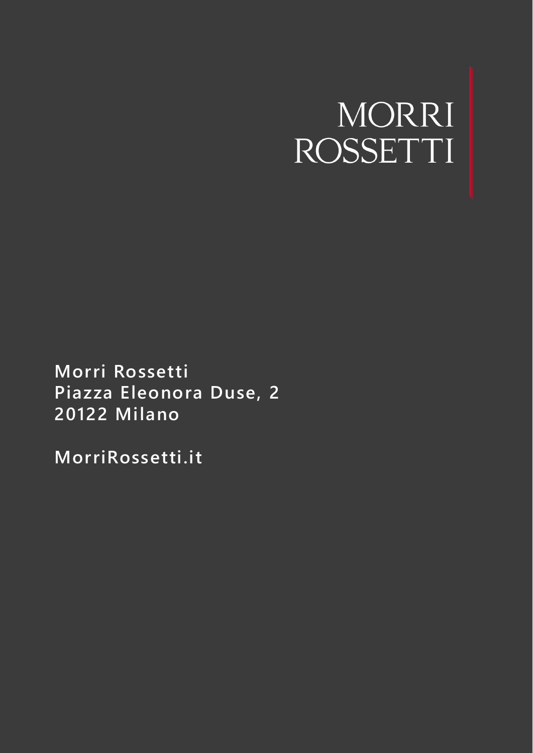MORRI
ROSSETTI

**Morri Rossetti**
**Piazza Eleonora Duse, 2**
**20122 Milano**

**MorriRossetti.it**